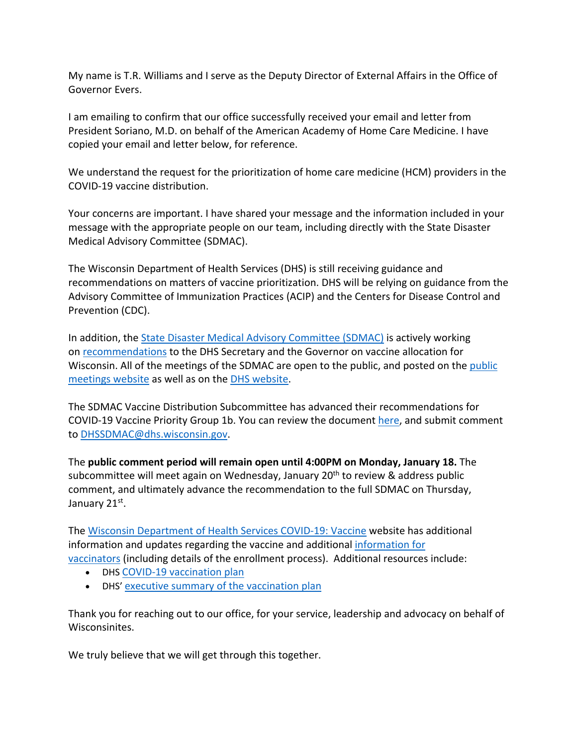My name is T.R. Williams and I serve as the Deputy Director of External Affairs in the Office of Governor Evers.

I am emailing to confirm that our office successfully received your email and letter from President Soriano, M.D. on behalf of the American Academy of Home Care Medicine. I have copied your email and letter below, for reference.

We understand the request for the prioritization of home care medicine (HCM) providers in the COVID-19 vaccine distribution.

Your concerns are important. I have shared your message and the information included in your message with the appropriate people on our team, including directly with the State Disaster Medical Advisory Committee (SDMAC).

The Wisconsin Department of Health Services (DHS) is still receiving guidance and recommendations on matters of vaccine prioritization. DHS will be relying on guidance from the Advisory Committee of Immunization Practices (ACIP) and the Centers for Disease Control and Prevention (CDC).

In addition, the State Disaster Medical Advisory Committee (SDMAC) is actively working on recommendations to the DHS Secretary and the Governor on vaccine allocation for Wisconsin. All of the meetings of the SDMAC are open to the public, and posted on the public meetings website as well as on the DHS website.

The SDMAC Vaccine Distribution Subcommittee has advanced their recommendations for COVID-19 Vaccine Priority Group 1b. You can review the document here, and submit comment to DHSSDMAC@dhs.wisconsin.gov.

The **public comment period will remain open until 4:00PM on Monday, January 18.** The subcommittee will meet again on Wednesday, January 20th to review & address public comment, and ultimately advance the recommendation to the full SDMAC on Thursday, January 21st.

The Wisconsin Department of Health Services COVID-19: Vaccine website has additional information and updates regarding the vaccine and additional information for vaccinators (including details of the enrollment process). Additional resources include:

- DHS COVID-19 vaccination plan
- DHS' executive summary of the vaccination plan

Thank you for reaching out to our office, for your service, leadership and advocacy on behalf of Wisconsinites.

We truly believe that we will get through this together.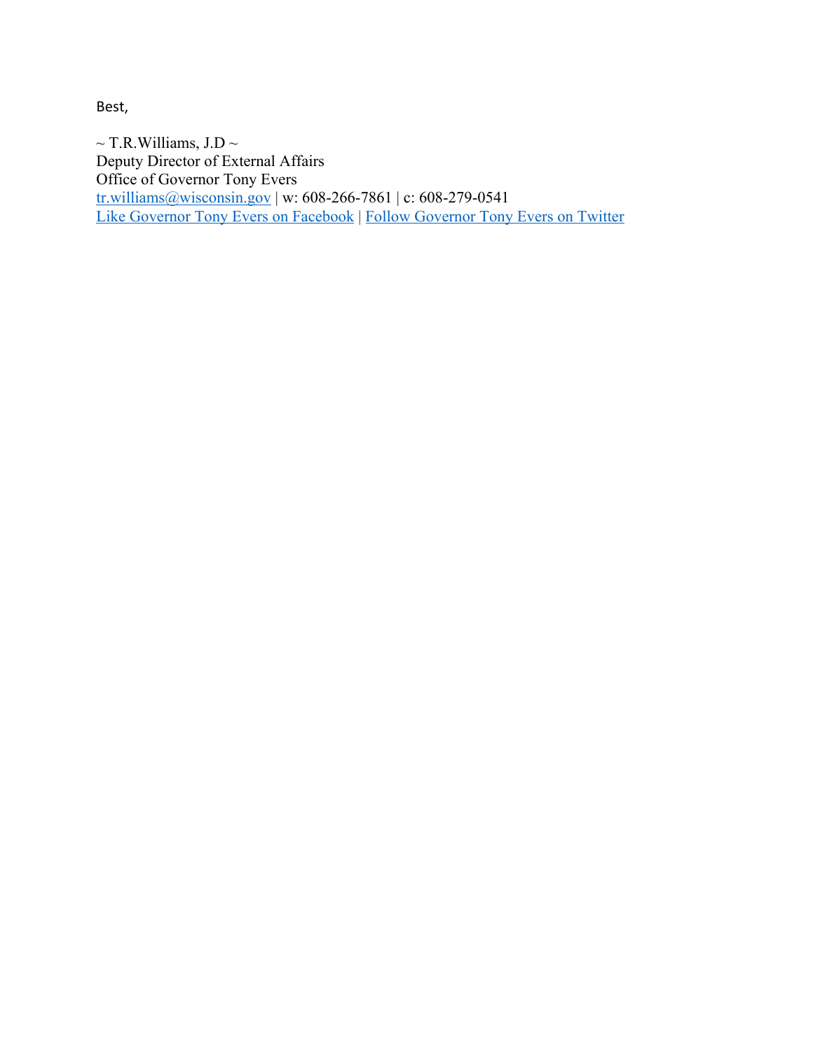Best,

~ T.R.Williams, J.D ~
Deputy Director of External Affairs
Office of Governor Tony Evers
tr.williams@wisconsin.gov | w: 608-266-7861 | c: 608-279-0541
Like Governor Tony Evers on Facebook | Follow Governor Tony Evers on Twitter